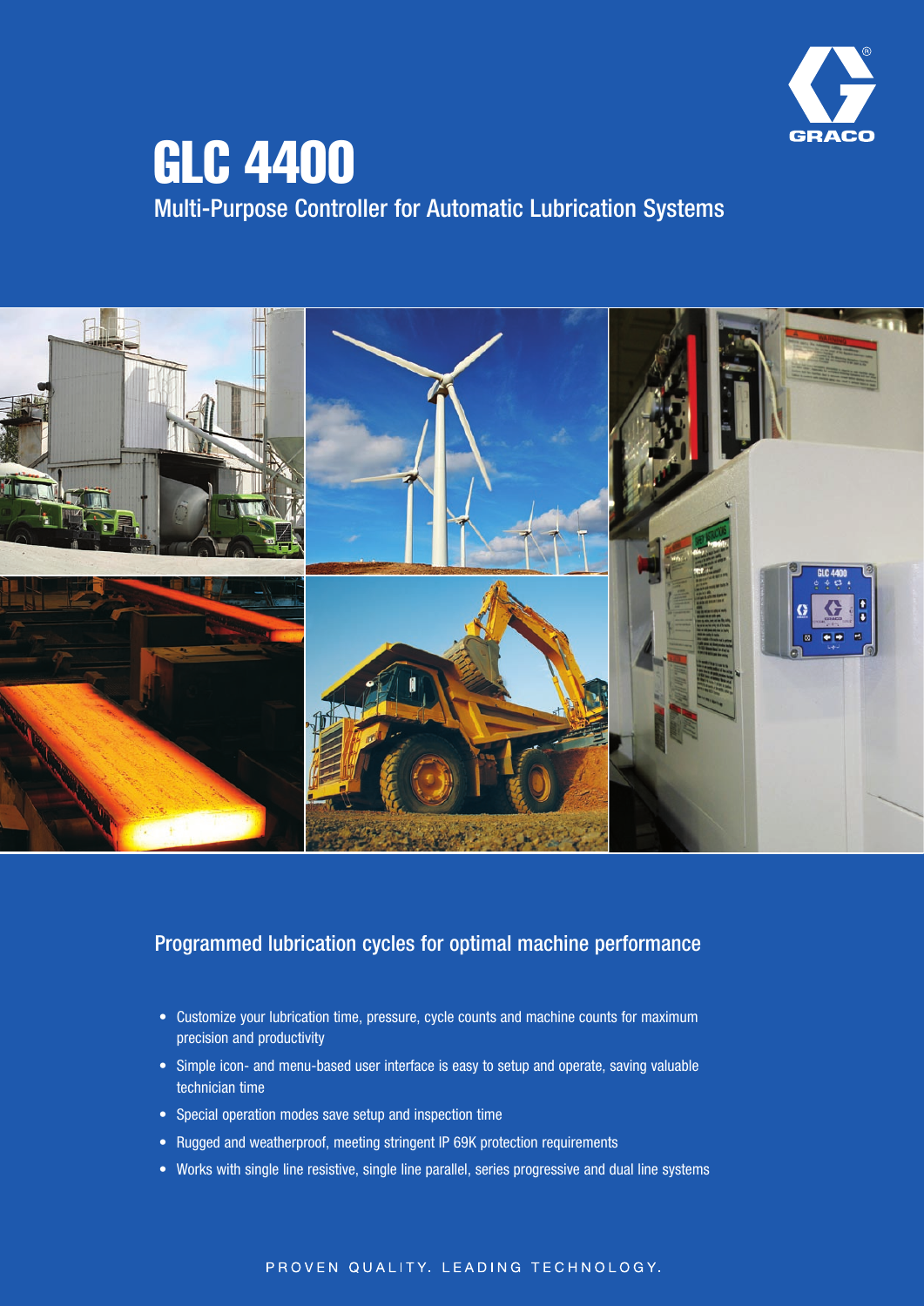# GLC 4400

## Multi-Purpose Controller for Automatic Lubrication Systems

### Programmed lubrication cycles for optimal machine performance

- Customize your lubrication time, pressure, cycle counts and machine counts for maximum precision and productivity
- Simple icon- and menu-based user interface is easy to setup and operate, saving valuable technician time
- Special operation modes save setup and inspection time
- Rugged and weatherproof, meeting stringent IP 69K protection requirements
- Works with single line resistive, single line parallel, series progressive and dual line systems

PROVEN QUALITY. LEADING TECHNOLOGY.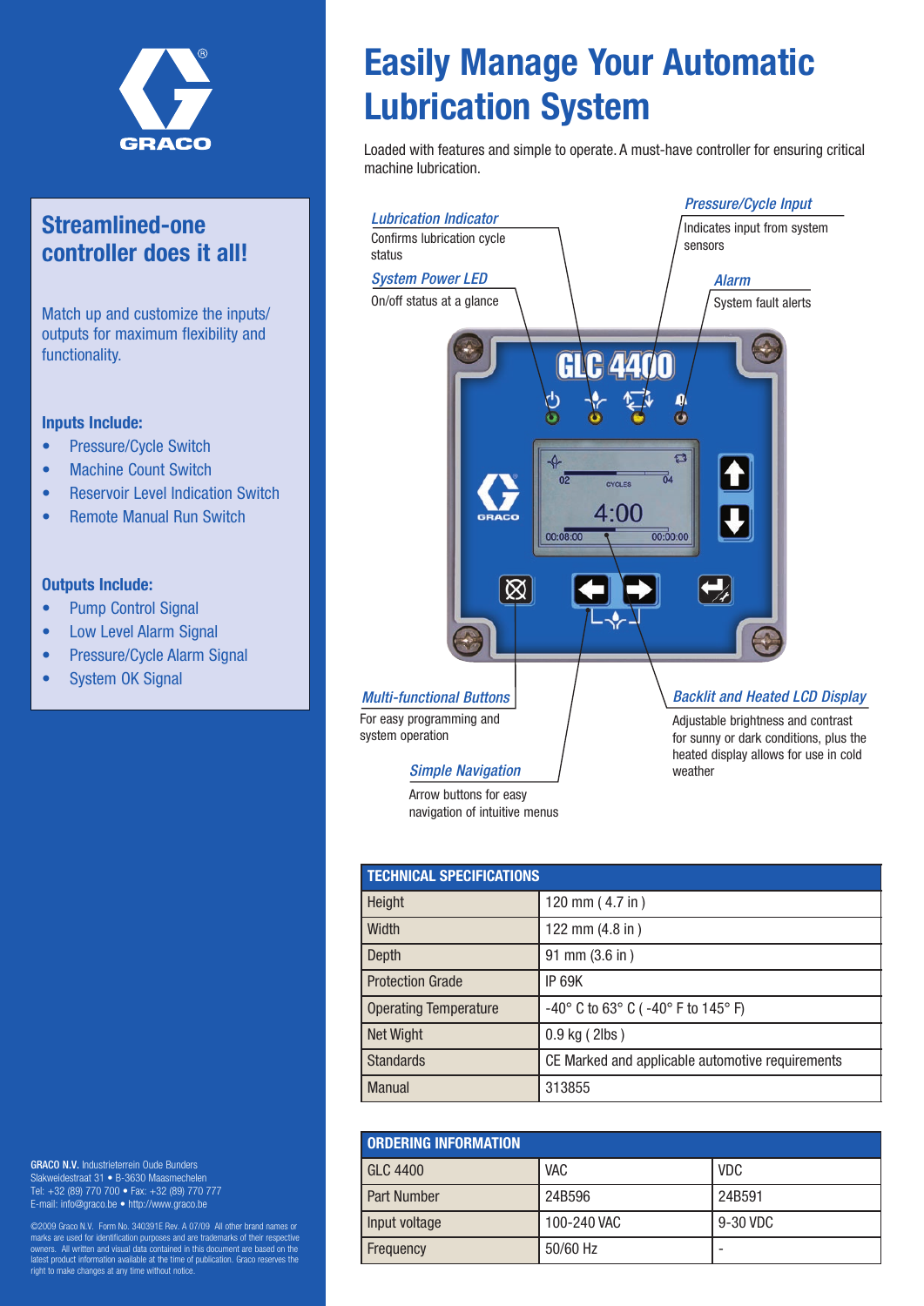GRACO

## Streamlined-one controller does it all!

Match up and customize the inputs/outputs for maximum flexibility and functionality.

### Inputs Include:

- Pressure/Cycle Switch
- Machine Count Switch
- Reservoir Level Indication Switch
- Remote Manual Run Switch

### Outputs Include:

- Pump Control Signal
- Low Level Alarm Signal
- Pressure/Cycle Alarm Signal
- System OK Signal

# Easily Manage Your Automatic Lubrication System

Loaded with features and simple to operate. A must-have controller for ensuring critical machine lubrication.

*Lubrication Indicator*
Confirms lubrication cycle status

*System Power LED*
On/off status at a glance

*Pressure/Cycle Input*
Indicates input from system sensors

*Alarm*
System fault alerts

GLC 4400

02 CYCLES 04
4:00
00:08:00 00:00:00

GRACO

*Multi-functional Buttons*
For easy programming and system operation

*Simple Navigation*
Arrow buttons for easy navigation of intuitive menus

*Backlit and Heated LCD Display*
Adjustable brightness and contrast for sunny or dark conditions, plus the heated display allows for use in cold weather

| TECHNICAL SPECIFICATIONS | |
|---|---|
| Height | 120 mm ( 4.7 in ) |
| Width | 122 mm (4.8 in ) |
| Depth | 91 mm (3.6 in ) |
| Protection Grade | IP 69K |
| Operating Temperature | -40° C to 63° C ( -40° F to 145° F) |
| Net Wight | 0.9 kg ( 2lbs ) |
| Standards | CE Marked and applicable automotive requirements |
| Manual | 313855 |

| ORDERING INFORMATION | | |
|---|---|---|
| GLC 4400 | VAC | VDC |
| Part Number | 24B596 | 24B591 |
| Input voltage | 100-240 VAC | 9-30 VDC |
| Frequency | 50/60 Hz | - |

**GRACO N.V.** Industrieterrein Oude Bunders
Slakweidestraat 31 • B-3630 Maasmechelen
Tel: +32 (89) 770 700 • Fax: +32 (89) 770 777
E-mail: info@graco.be • http://www.graco.be

©2009 Graco N.V. Form No. 340391E Rev. A 07/09 All other brand names or marks are used for identification purposes and are trademarks of their respective owners. All written and visual data contained in this document are based on the latest product information available at the time of publication. Graco reserves the right to make changes at any time without notice.